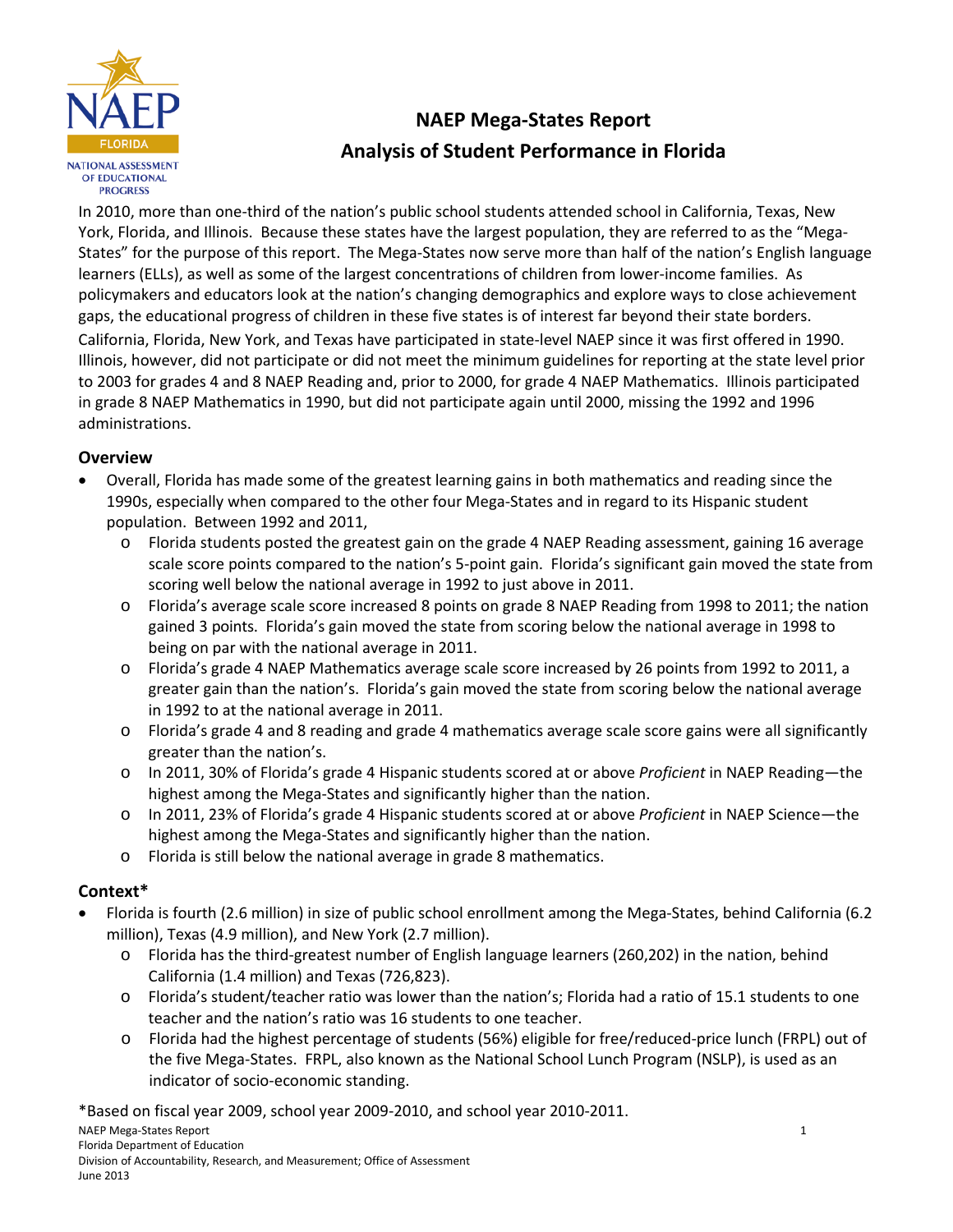# NAEP Mega-States Report
## Analysis of Student Performance in Florida

In 2010, more than one-third of the nation's public school students attended school in California, Texas, New York, Florida, and Illinois. Because these states have the largest population, they are referred to as the "Mega-States" for the purpose of this report. The Mega-States now serve more than half of the nation's English language learners (ELLs), as well as some of the largest concentrations of children from lower-income families. As policymakers and educators look at the nation's changing demographics and explore ways to close achievement gaps, the educational progress of children in these five states is of interest far beyond their state borders.

California, Florida, New York, and Texas have participated in state-level NAEP since it was first offered in 1990. Illinois, however, did not participate or did not meet the minimum guidelines for reporting at the state level prior to 2003 for grades 4 and 8 NAEP Reading and, prior to 2000, for grade 4 NAEP Mathematics. Illinois participated in grade 8 NAEP Mathematics in 1990, but did not participate again until 2000, missing the 1992 and 1996 administrations.

### Overview

- Overall, Florida has made some of the greatest learning gains in both mathematics and reading since the 1990s, especially when compared to the other four Mega-States and in regard to its Hispanic student population. Between 1992 and 2011,
  - Florida students posted the greatest gain on the grade 4 NAEP Reading assessment, gaining 16 average scale score points compared to the nation's 5-point gain. Florida's significant gain moved the state from scoring well below the national average in 1992 to just above in 2011.
  - Florida's average scale score increased 8 points on grade 8 NAEP Reading from 1998 to 2011; the nation gained 3 points. Florida's gain moved the state from scoring below the national average in 1998 to being on par with the national average in 2011.
  - Florida's grade 4 NAEP Mathematics average scale score increased by 26 points from 1992 to 2011, a greater gain than the nation's. Florida's gain moved the state from scoring below the national average in 1992 to at the national average in 2011.
  - Florida's grade 4 and 8 reading and grade 4 mathematics average scale score gains were all significantly greater than the nation's.
  - In 2011, 30% of Florida's grade 4 Hispanic students scored at or above *Proficient* in NAEP Reading—the highest among the Mega-States and significantly higher than the nation.
  - In 2011, 23% of Florida's grade 4 Hispanic students scored at or above *Proficient* in NAEP Science—the highest among the Mega-States and significantly higher than the nation.
  - Florida is still below the national average in grade 8 mathematics.

### Context*

- Florida is fourth (2.6 million) in size of public school enrollment among the Mega-States, behind California (6.2 million), Texas (4.9 million), and New York (2.7 million).
  - Florida has the third-greatest number of English language learners (260,202) in the nation, behind California (1.4 million) and Texas (726,823).
  - Florida's student/teacher ratio was lower than the nation's; Florida had a ratio of 15.1 students to one teacher and the nation's ratio was 16 students to one teacher.
  - Florida had the highest percentage of students (56%) eligible for free/reduced-price lunch (FRPL) out of the five Mega-States. FRPL, also known as the National School Lunch Program (NSLP), is used as an indicator of socio-economic standing.

*Based on fiscal year 2009, school year 2009-2010, and school year 2010-2011.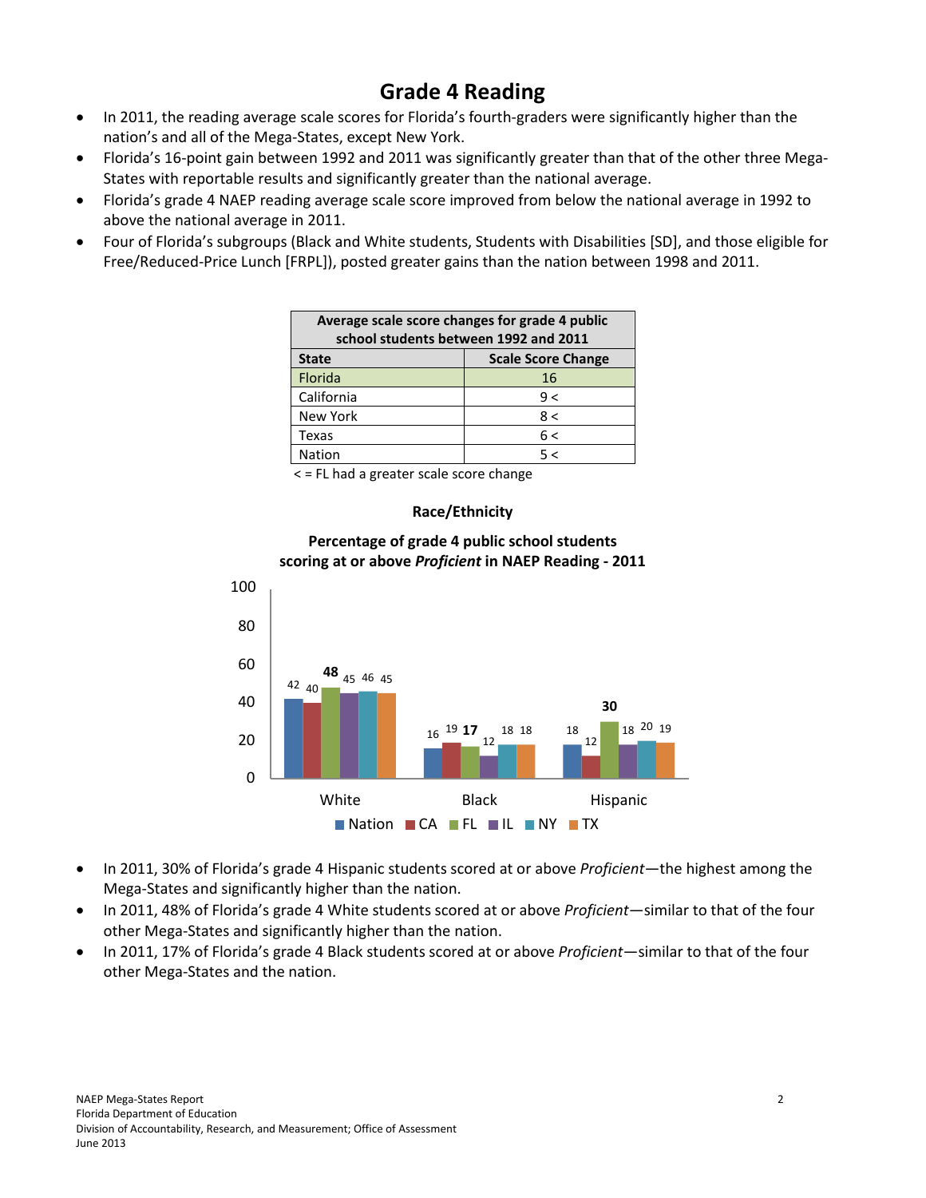# Grade 4 Reading

- In 2011, the reading average scale scores for Florida's fourth-graders were significantly higher than the nation's and all of the Mega-States, except New York.
- Florida's 16-point gain between 1992 and 2011 was significantly greater than that of the other three Mega-States with reportable results and significantly greater than the national average.
- Florida's grade 4 NAEP reading average scale score improved from below the national average in 1992 to above the national average in 2011.
- Four of Florida's subgroups (Black and White students, Students with Disabilities [SD], and those eligible for Free/Reduced-Price Lunch [FRPL]), posted greater gains than the nation between 1998 and 2011.

| Average scale score changes for grade 4 public school students between 1992 and 2011 | |
|---|---|
| **State** | **Scale Score Change** |
| Florida | 16 |
| California | 9 < |
| New York | 8 < |
| Texas | 6 < |
| Nation | 5 < |

< = FL had a greater scale score change

**Race/Ethnicity**

**Percentage of grade 4 public school students scoring at or above *Proficient* in NAEP Reading - 2011**

| | Nation | CA | FL | IL | NY | TX |
|---|---|---|---|---|---|---|
| White | 42 | 40 | **48** | 45 | 46 | 45 |
| Black | 16 | 19 | **17** | 12 | 18 | 18 |
| Hispanic | 18 | 12 | **30** | 18 | 20 | 19 |

- In 2011, 30% of Florida's grade 4 Hispanic students scored at or above *Proficient*—the highest among the Mega-States and significantly higher than the nation.
- In 2011, 48% of Florida's grade 4 White students scored at or above *Proficient*—similar to that of the four other Mega-States and significantly higher than the nation.
- In 2011, 17% of Florida's grade 4 Black students scored at or above *Proficient*—similar to that of the four other Mega-States and the nation.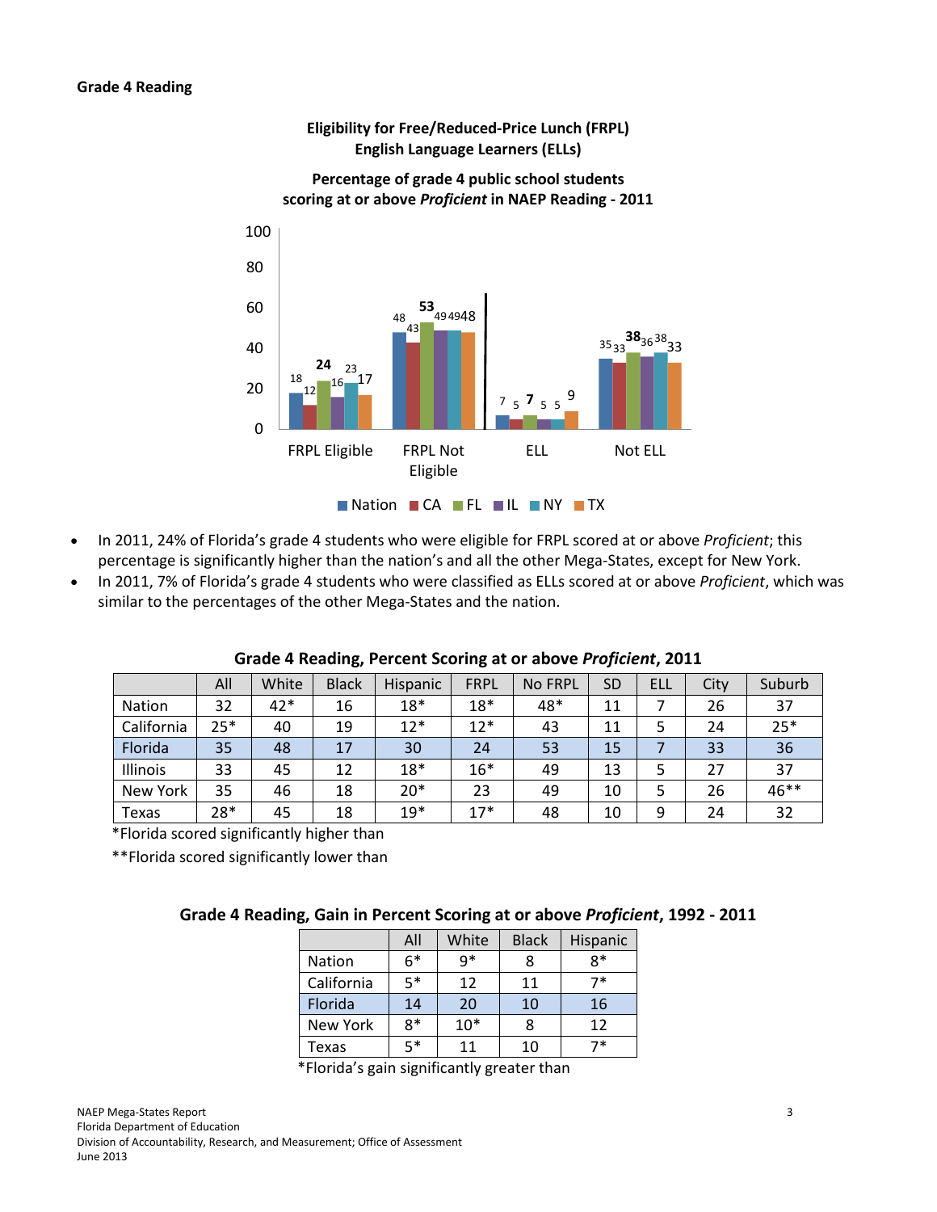## Grade 4 Reading

**Eligibility for Free/Reduced-Price Lunch (FRPL)**
**English Language Learners (ELLs)**

**Percentage of grade 4 public school students scoring at or above *Proficient* in NAEP Reading - 2011**

| | Nation | CA | FL | IL | NY | TX |
|---|---|---|---|---|---|---|
| FRPL Eligible | 18 | 12 | **24** | 16 | 23 | 17 |
| FRPL Not Eligible | 48 | 43 | **53** | 49 | 49 | 48 |
| ELL | 7 | 5 | **7** | 5 | 5 | 9 |
| Not ELL | 35 | 33 | **38** | 36 | 38 | 33 |

- In 2011, 24% of Florida's grade 4 students who were eligible for FRPL scored at or above *Proficient*; this percentage is significantly higher than the nation's and all the other Mega-States, except for New York.
- In 2011, 7% of Florida's grade 4 students who were classified as ELLs scored at or above *Proficient*, which was similar to the percentages of the other Mega-States and the nation.

**Grade 4 Reading, Percent Scoring at or above *Proficient*, 2011**

| | All | White | Black | Hispanic | FRPL | No FRPL | SD | ELL | City | Suburb |
|---|---|---|---|---|---|---|---|---|---|---|
| Nation | 32 | 42* | 16 | 18* | 18* | 48* | 11 | 7 | 26 | 37 |
| California | 25* | 40 | 19 | 12* | 12* | 43 | 11 | 5 | 24 | 25* |
| Florida | 35 | 48 | 17 | 30 | 24 | 53 | 15 | 7 | 33 | 36 |
| Illinois | 33 | 45 | 12 | 18* | 16* | 49 | 13 | 5 | 27 | 37 |
| New York | 35 | 46 | 18 | 20* | 23 | 49 | 10 | 5 | 26 | 46** |
| Texas | 28* | 45 | 18 | 19* | 17* | 48 | 10 | 9 | 24 | 32 |

*Florida scored significantly higher than

**Florida scored significantly lower than

**Grade 4 Reading, Gain in Percent Scoring at or above *Proficient*, 1992 - 2011**

| | All | White | Black | Hispanic |
|---|---|---|---|---|
| Nation | 6* | 9* | 8 | 8* |
| California | 5* | 12 | 11 | 7* |
| Florida | 14 | 20 | 10 | 16 |
| New York | 8* | 10* | 8 | 12 |
| Texas | 5* | 11 | 10 | 7* |

*Florida's gain significantly greater than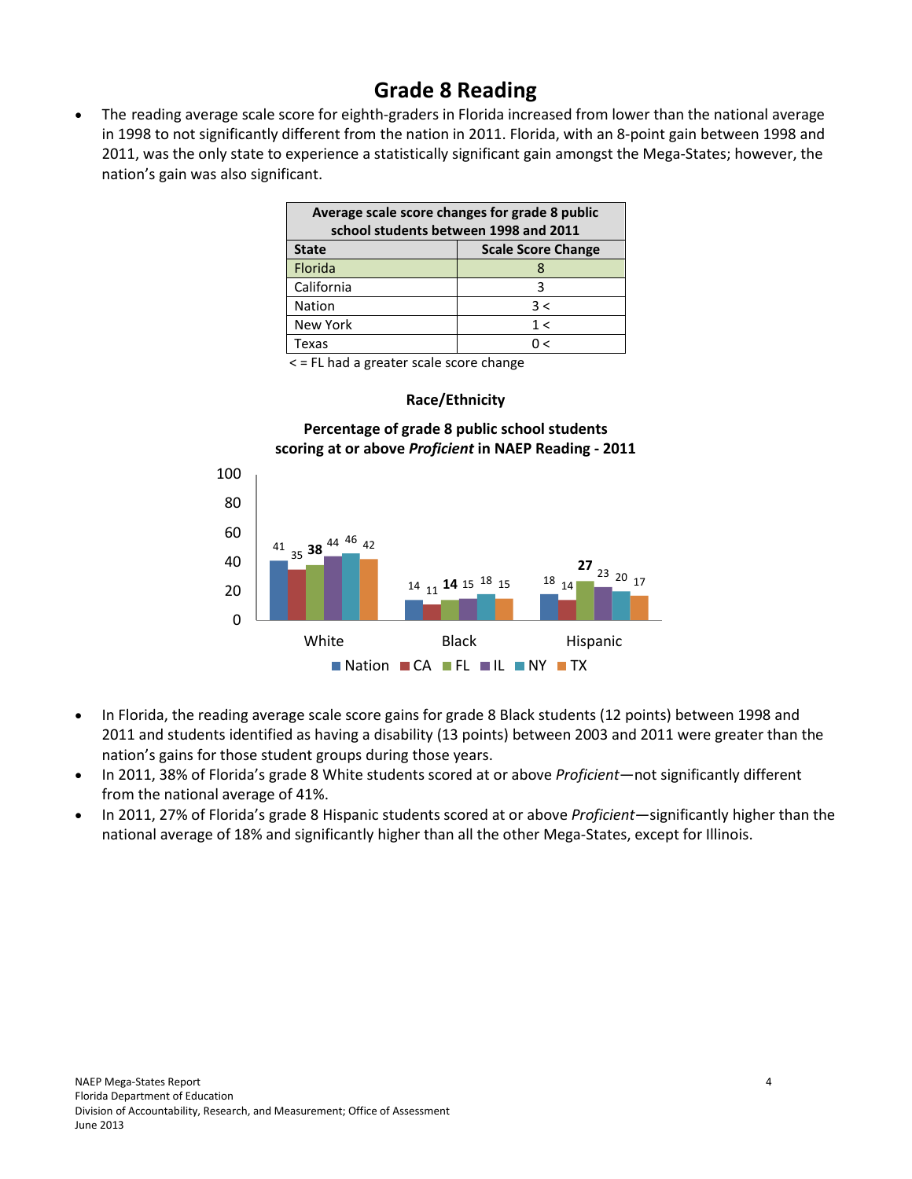# Grade 8 Reading

- The reading average scale score for eighth-graders in Florida increased from lower than the national average in 1998 to not significantly different from the nation in 2011. Florida, with an 8-point gain between 1998 and 2011, was the only state to experience a statistically significant gain amongst the Mega-States; however, the nation's gain was also significant.

| Average scale score changes for grade 8 public school students between 1998 and 2011 | |
|---|---|
| **State** | **Scale Score Change** |
| Florida | 8 |
| California | 3 |
| Nation | 3 < |
| New York | 1 < |
| Texas | 0 < |

< = FL had a greater scale score change

**Race/Ethnicity**

**Percentage of grade 8 public school students scoring at or above *Proficient* in NAEP Reading - 2011**

| | Nation | CA | FL | IL | NY | TX |
|---|---|---|---|---|---|---|
| White | 41 | 35 | **38** | 44 | 46 | 42 |
| Black | 14 | 11 | **14** | 15 | 18 | 15 |
| Hispanic | 18 | 14 | **27** | 23 | 20 | 17 |

- In Florida, the reading average scale score gains for grade 8 Black students (12 points) between 1998 and 2011 and students identified as having a disability (13 points) between 2003 and 2011 were greater than the nation's gains for those student groups during those years.
- In 2011, 38% of Florida's grade 8 White students scored at or above *Proficient*—not significantly different from the national average of 41%.
- In 2011, 27% of Florida's grade 8 Hispanic students scored at or above *Proficient*—significantly higher than the national average of 18% and significantly higher than all the other Mega-States, except for Illinois.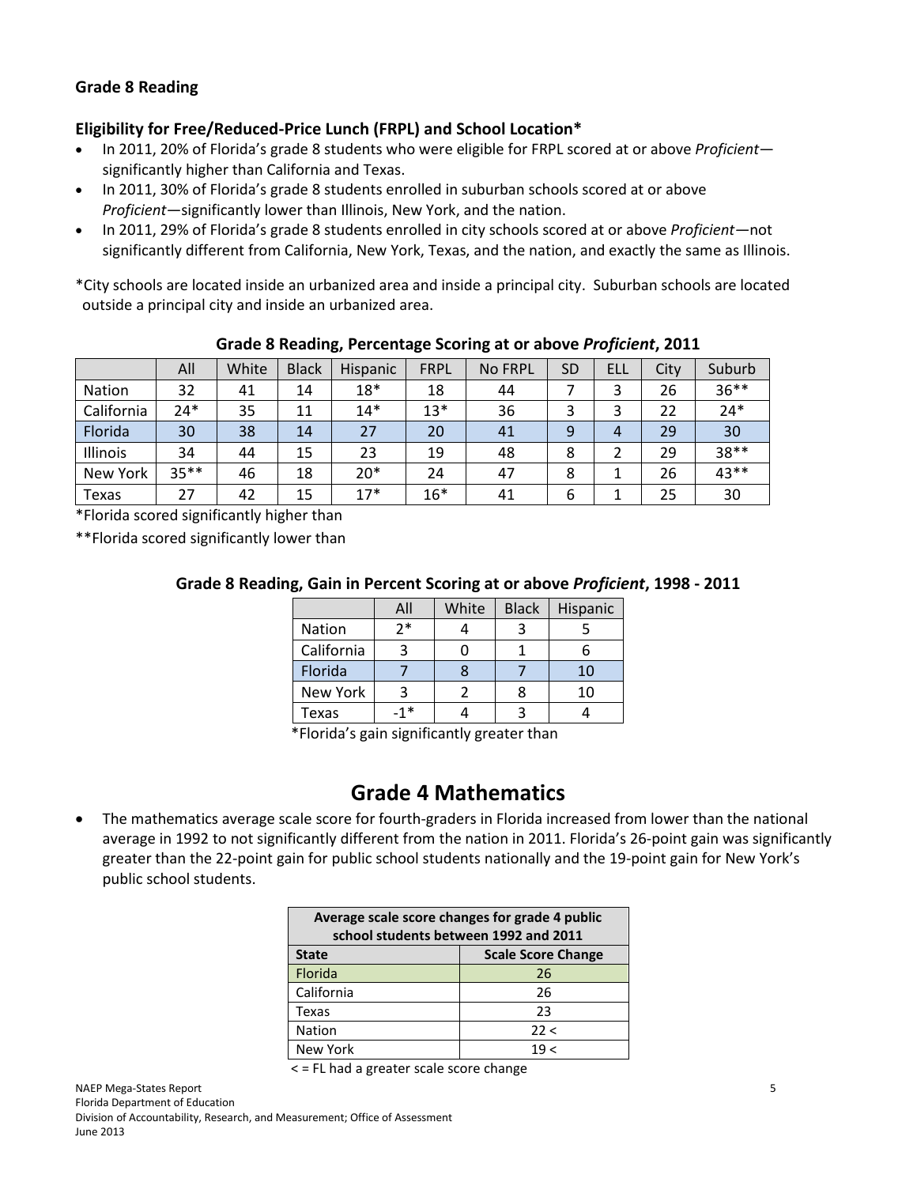### Grade 8 Reading

#### Eligibility for Free/Reduced-Price Lunch (FRPL) and School Location*

- In 2011, 20% of Florida's grade 8 students who were eligible for FRPL scored at or above *Proficient*—significantly higher than California and Texas.
- In 2011, 30% of Florida's grade 8 students enrolled in suburban schools scored at or above *Proficient*—significantly lower than Illinois, New York, and the nation.
- In 2011, 29% of Florida's grade 8 students enrolled in city schools scored at or above *Proficient*—not significantly different from California, New York, Texas, and the nation, and exactly the same as Illinois.

*City schools are located inside an urbanized area and inside a principal city. Suburban schools are located outside a principal city and inside an urbanized area.

**Grade 8 Reading, Percentage Scoring at or above *Proficient*, 2011**

| | All | White | Black | Hispanic | FRPL | No FRPL | SD | ELL | City | Suburb |
|---|---|---|---|---|---|---|---|---|---|---|
| Nation | 32 | 41 | 14 | 18* | 18 | 44 | 7 | 3 | 26 | 36** |
| California | 24* | 35 | 11 | 14* | 13* | 36 | 3 | 3 | 22 | 24* |
| Florida | 30 | 38 | 14 | 27 | 20 | 41 | 9 | 4 | 29 | 30 |
| Illinois | 34 | 44 | 15 | 23 | 19 | 48 | 8 | 2 | 29 | 38** |
| New York | 35** | 46 | 18 | 20* | 24 | 47 | 8 | 1 | 26 | 43** |
| Texas | 27 | 42 | 15 | 17* | 16* | 41 | 6 | 1 | 25 | 30 |

*Florida scored significantly higher than

**Florida scored significantly lower than

**Grade 8 Reading, Gain in Percent Scoring at or above *Proficient*, 1998 - 2011**

| | All | White | Black | Hispanic |
|---|---|---|---|---|
| Nation | 2* | 4 | 3 | 5 |
| California | 3 | 0 | 1 | 6 |
| Florida | 7 | 8 | 7 | 10 |
| New York | 3 | 2 | 8 | 10 |
| Texas | -1* | 4 | 3 | 4 |

*Florida's gain significantly greater than

## Grade 4 Mathematics

- The mathematics average scale score for fourth-graders in Florida increased from lower than the national average in 1992 to not significantly different from the nation in 2011. Florida's 26-point gain was significantly greater than the 22-point gain for public school students nationally and the 19-point gain for New York's public school students.

| Average scale score changes for grade 4 public school students between 1992 and 2011 | |
|---|---|
| **State** | **Scale Score Change** |
| Florida | 26 |
| California | 26 |
| Texas | 23 |
| Nation | 22 < |
| New York | 19 < |

< = FL had a greater scale score change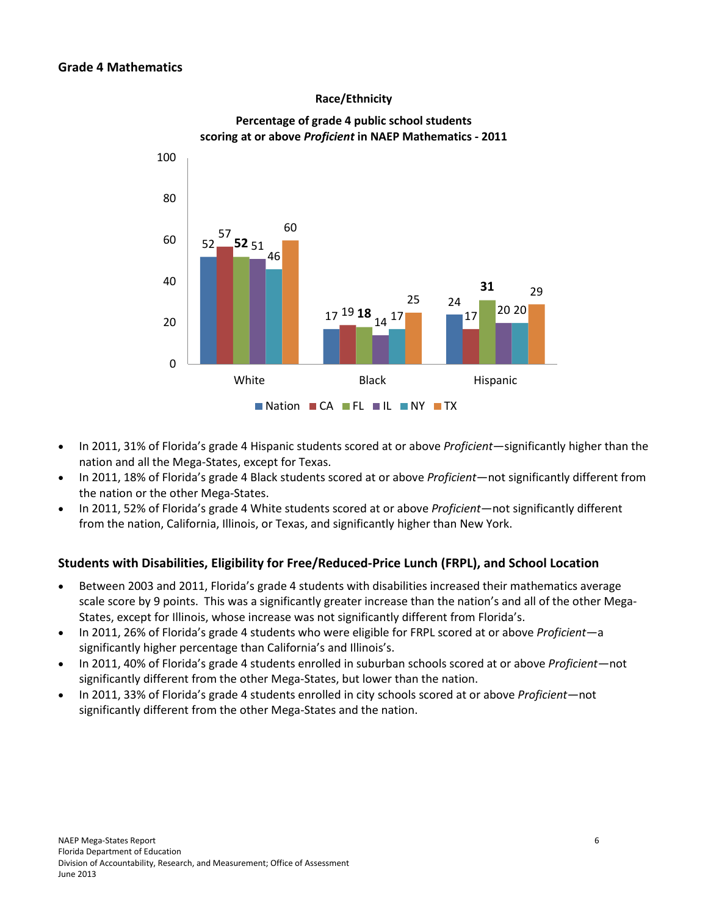## Grade 4 Mathematics

**Race/Ethnicity**

**Percentage of grade 4 public school students scoring at or above *Proficient* in NAEP Mathematics - 2011**

| | Nation | CA | FL | IL | NY | TX |
|---|---|---|---|---|---|---|
| White | 52 | 57 | **52** | 51 | 46 | 60 |
| Black | 17 | 19 | **18** | 14 | 17 | 25 |
| Hispanic | 24 | 17 | **31** | 20 | 20 | 29 |

- In 2011, 31% of Florida's grade 4 Hispanic students scored at or above *Proficient*—significantly higher than the nation and all the Mega-States, except for Texas.
- In 2011, 18% of Florida's grade 4 Black students scored at or above *Proficient*—not significantly different from the nation or the other Mega-States.
- In 2011, 52% of Florida's grade 4 White students scored at or above *Proficient*—not significantly different from the nation, California, Illinois, or Texas, and significantly higher than New York.

### Students with Disabilities, Eligibility for Free/Reduced-Price Lunch (FRPL), and School Location

- Between 2003 and 2011, Florida's grade 4 students with disabilities increased their mathematics average scale score by 9 points. This was a significantly greater increase than the nation's and all of the other Mega-States, except for Illinois, whose increase was not significantly different from Florida's.
- In 2011, 26% of Florida's grade 4 students who were eligible for FRPL scored at or above *Proficient*—a significantly higher percentage than California's and Illinois's.
- In 2011, 40% of Florida's grade 4 students enrolled in suburban schools scored at or above *Proficient*—not significantly different from the other Mega-States, but lower than the nation.
- In 2011, 33% of Florida's grade 4 students enrolled in city schools scored at or above *Proficient*—not significantly different from the other Mega-States and the nation.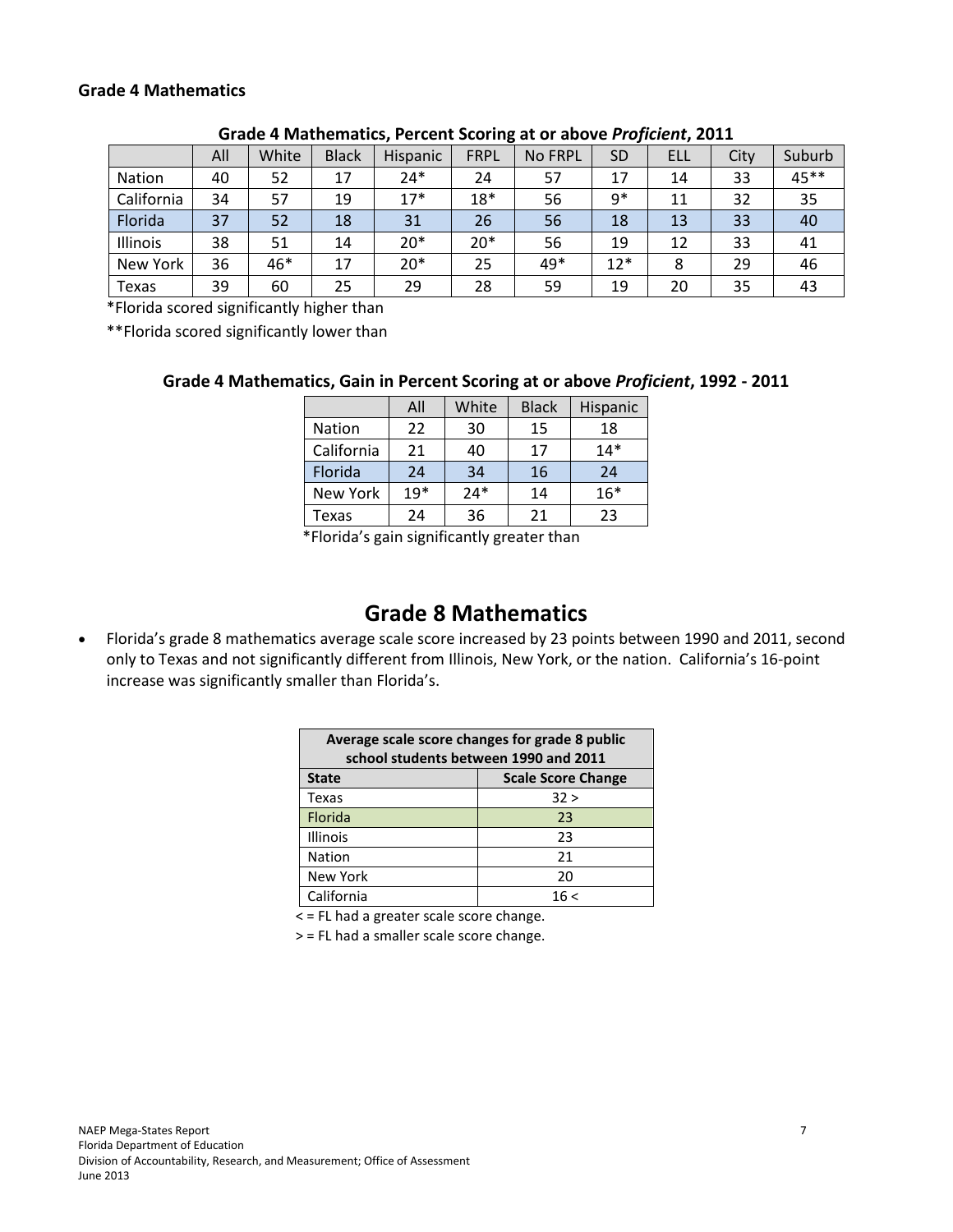**Grade 4 Mathematics**

**Grade 4 Mathematics, Percent Scoring at or above *Proficient*, 2011**

| | All | White | Black | Hispanic | FRPL | No FRPL | SD | ELL | City | Suburb |
|---|---|---|---|---|---|---|---|---|---|---|
| Nation | 40 | 52 | 17 | 24* | 24 | 57 | 17 | 14 | 33 | 45** |
| California | 34 | 57 | 19 | 17* | 18* | 56 | 9* | 11 | 32 | 35 |
| Florida | 37 | 52 | 18 | 31 | 26 | 56 | 18 | 13 | 33 | 40 |
| Illinois | 38 | 51 | 14 | 20* | 20* | 56 | 19 | 12 | 33 | 41 |
| New York | 36 | 46* | 17 | 20* | 25 | 49* | 12* | 8 | 29 | 46 |
| Texas | 39 | 60 | 25 | 29 | 28 | 59 | 19 | 20 | 35 | 43 |

*Florida scored significantly higher than

**Florida scored significantly lower than

**Grade 4 Mathematics, Gain in Percent Scoring at or above *Proficient*, 1992 - 2011**

| | All | White | Black | Hispanic |
|---|---|---|---|---|
| Nation | 22 | 30 | 15 | 18 |
| California | 21 | 40 | 17 | 14* |
| Florida | 24 | 34 | 16 | 24 |
| New York | 19* | 24* | 14 | 16* |
| Texas | 24 | 36 | 21 | 23 |

*Florida's gain significantly greater than

# Grade 8 Mathematics

- Florida's grade 8 mathematics average scale score increased by 23 points between 1990 and 2011, second only to Texas and not significantly different from Illinois, New York, or the nation. California's 16-point increase was significantly smaller than Florida's.

| **Average scale score changes for grade 8 public school students between 1990 and 2011** | |
|---|---|
| **State** | **Scale Score Change** |
| Texas | 32 > |
| Florida | 23 |
| Illinois | 23 |
| Nation | 21 |
| New York | 20 |
| California | 16 < |

< = FL had a greater scale score change.

> = FL had a smaller scale score change.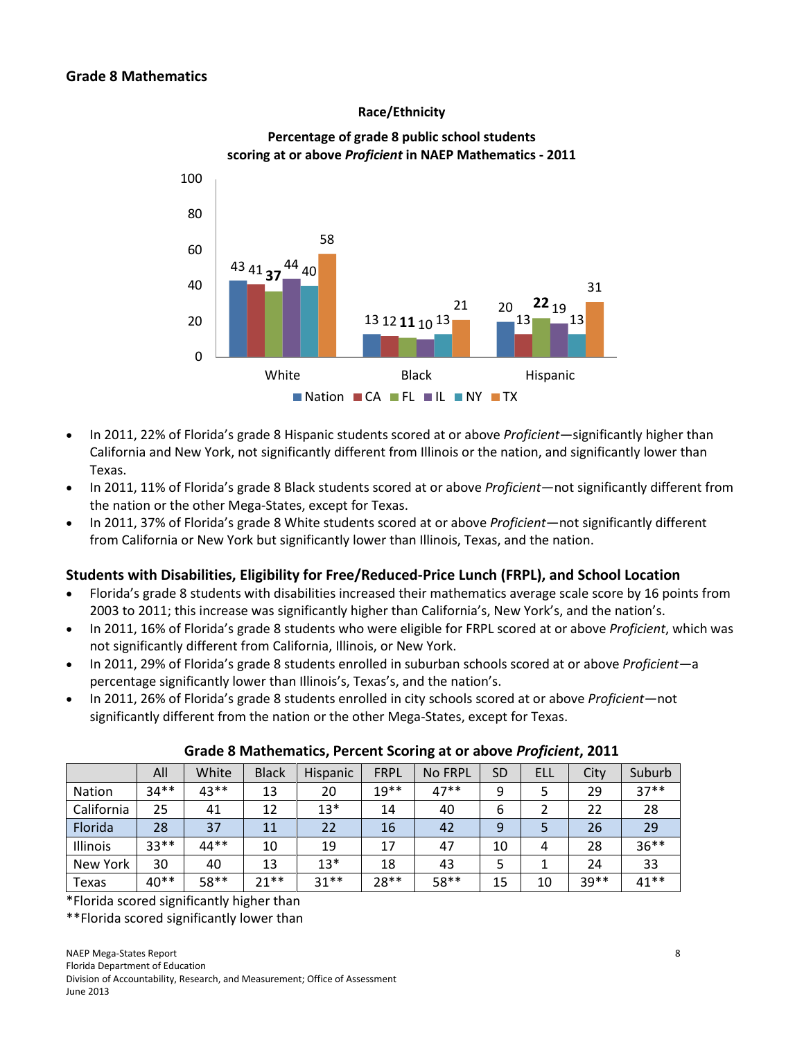## Grade 8 Mathematics

**Race/Ethnicity**

**Percentage of grade 8 public school students scoring at or above *Proficient* in NAEP Mathematics - 2011**

| | Nation | CA | FL | IL | NY | TX |
|---|---|---|---|---|---|---|
| White | 43 | 41 | **37** | 44 | 40 | 58 |
| Black | 13 | 12 | **11** | 10 | 13 | 21 |
| Hispanic | 20 | 13 | **22** | 19 | 13 | 31 |

- In 2011, 22% of Florida's grade 8 Hispanic students scored at or above *Proficient*—significantly higher than California and New York, not significantly different from Illinois or the nation, and significantly lower than Texas.
- In 2011, 11% of Florida's grade 8 Black students scored at or above *Proficient*—not significantly different from the nation or the other Mega-States, except for Texas.
- In 2011, 37% of Florida's grade 8 White students scored at or above *Proficient*—not significantly different from California or New York but significantly lower than Illinois, Texas, and the nation.

### Students with Disabilities, Eligibility for Free/Reduced-Price Lunch (FRPL), and School Location

- Florida's grade 8 students with disabilities increased their mathematics average scale score by 16 points from 2003 to 2011; this increase was significantly higher than California's, New York's, and the nation's.
- In 2011, 16% of Florida's grade 8 students who were eligible for FRPL scored at or above *Proficient*, which was not significantly different from California, Illinois, or New York.
- In 2011, 29% of Florida's grade 8 students enrolled in suburban schools scored at or above *Proficient*—a percentage significantly lower than Illinois's, Texas's, and the nation's.
- In 2011, 26% of Florida's grade 8 students enrolled in city schools scored at or above *Proficient*—not significantly different from the nation or the other Mega-States, except for Texas.

**Grade 8 Mathematics, Percent Scoring at or above *Proficient*, 2011**

| | All | White | Black | Hispanic | FRPL | No FRPL | SD | ELL | City | Suburb |
|---|---|---|---|---|---|---|---|---|---|---|
| Nation | 34** | 43** | 13 | 20 | 19** | 47** | 9 | 5 | 29 | 37** |
| California | 25 | 41 | 12 | 13* | 14 | 40 | 6 | 2 | 22 | 28 |
| Florida | 28 | 37 | 11 | 22 | 16 | 42 | 9 | 5 | 26 | 29 |
| Illinois | 33** | 44** | 10 | 19 | 17 | 47 | 10 | 4 | 28 | 36** |
| New York | 30 | 40 | 13 | 13* | 18 | 43 | 5 | 1 | 24 | 33 |
| Texas | 40** | 58** | 21** | 31** | 28** | 58** | 15 | 10 | 39** | 41** |

*Florida scored significantly higher than

**Florida scored significantly lower than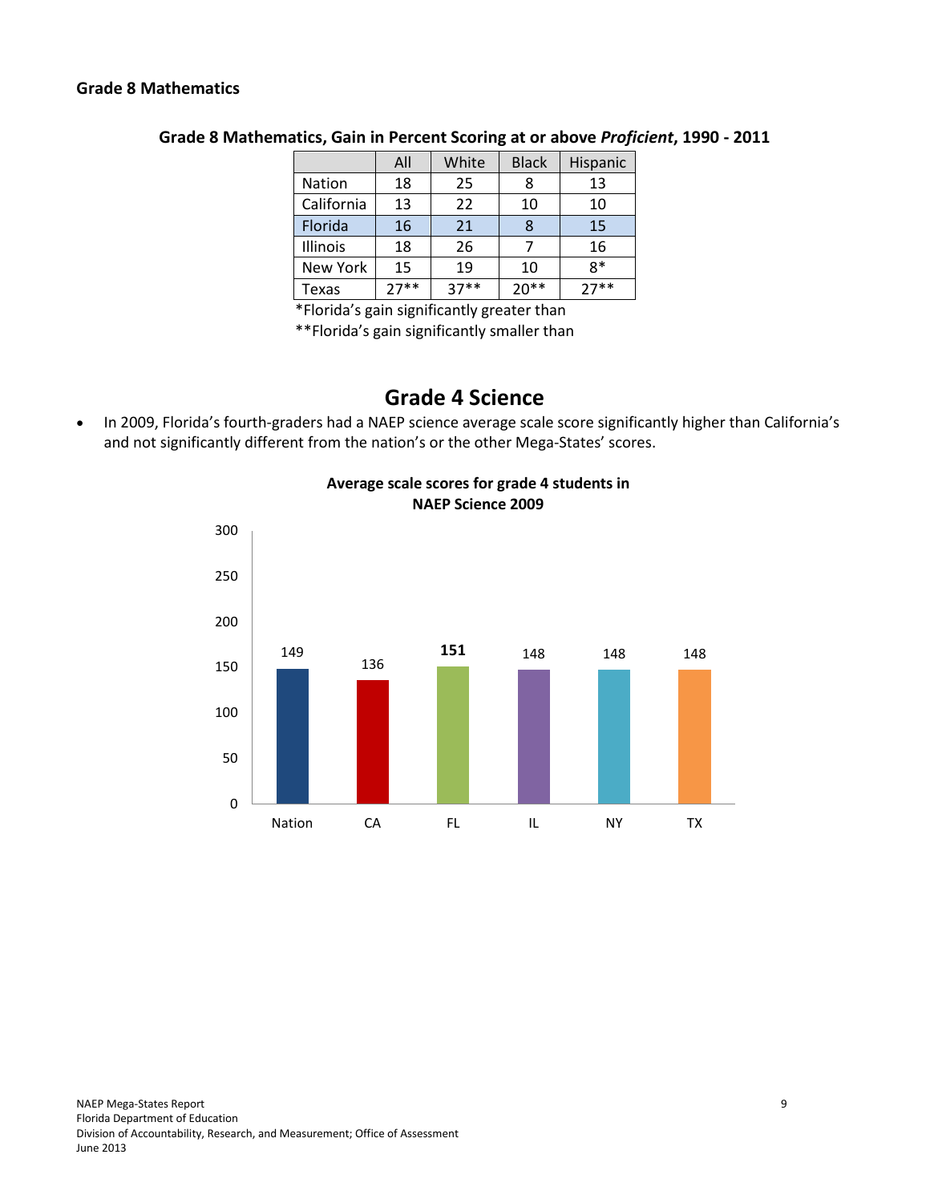### Grade 8 Mathematics

**Grade 8 Mathematics, Gain in Percent Scoring at or above *Proficient*, 1990 - 2011**

| | All | White | Black | Hispanic |
|---|---|---|---|---|
| Nation | 18 | 25 | 8 | 13 |
| California | 13 | 22 | 10 | 10 |
| Florida | 16 | 21 | 8 | 15 |
| Illinois | 18 | 26 | 7 | 16 |
| New York | 15 | 19 | 10 | 8* |
| Texas | 27** | 37** | 20** | 27** |

*Florida's gain significantly greater than
**Florida's gain significantly smaller than

## Grade 4 Science

- In 2009, Florida's fourth-graders had a NAEP science average scale score significantly higher than California's and not significantly different from the nation's or the other Mega-States' scores.

**Average scale scores for grade 4 students in NAEP Science 2009**

| | Nation | CA | FL | IL | NY | TX |
|---|---|---|---|---|---|---|
| Average scale score | 149 | 136 | **151** | 148 | 148 | 148 |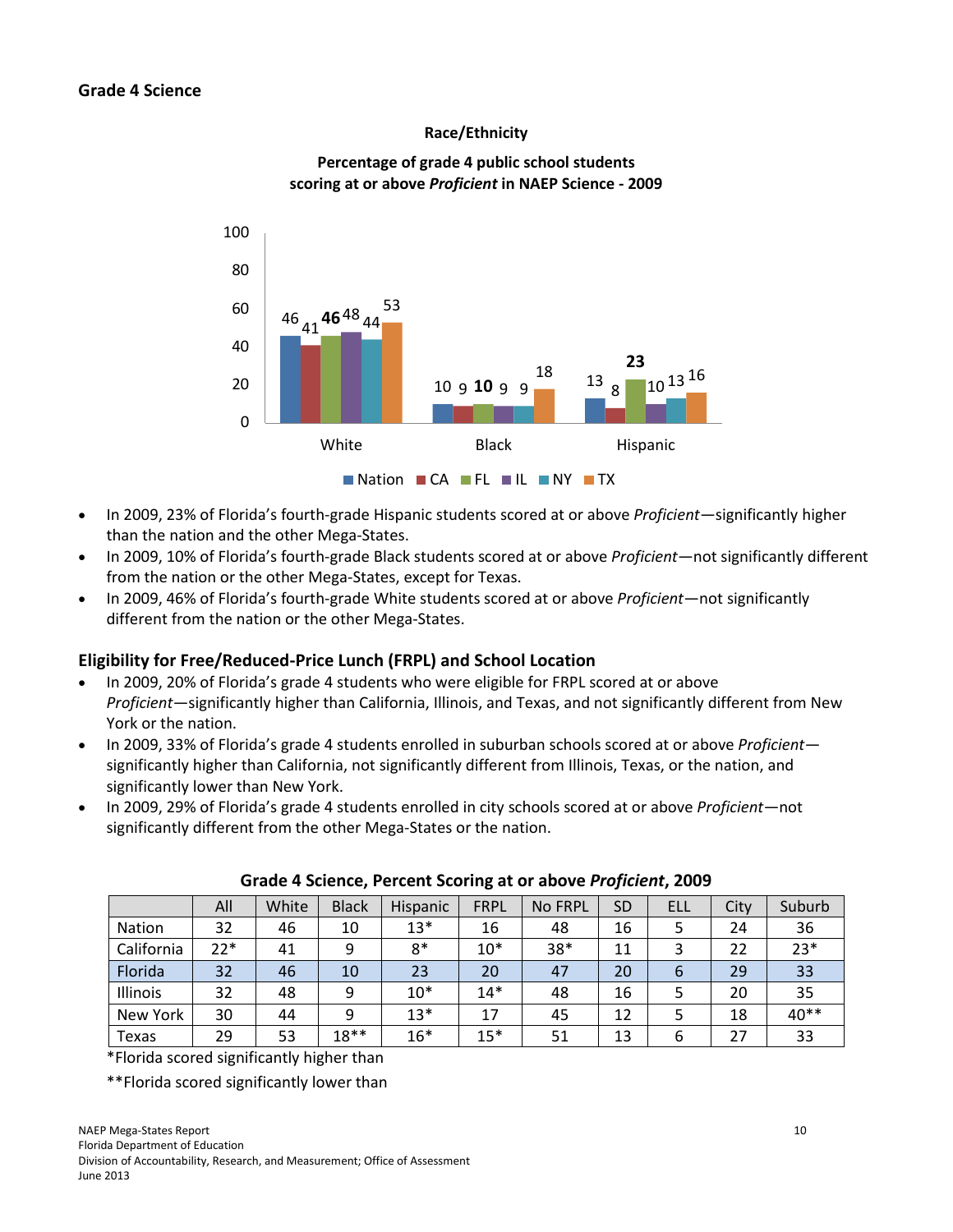## Grade 4 Science

**Race/Ethnicity**

**Percentage of grade 4 public school students scoring at or above *Proficient* in NAEP Science - 2009**

| | Nation | CA | FL | IL | NY | TX |
|---|---|---|---|---|---|---|
| White | 46 | 41 | **46** | 48 | 44 | 53 |
| Black | 10 | 9 | **10** | 9 | 9 | 18 |
| Hispanic | 13 | 8 | **23** | 10 | 13 | 16 |

- In 2009, 23% of Florida's fourth-grade Hispanic students scored at or above *Proficient*—significantly higher than the nation and the other Mega-States.
- In 2009, 10% of Florida's fourth-grade Black students scored at or above *Proficient*—not significantly different from the nation or the other Mega-States, except for Texas.
- In 2009, 46% of Florida's fourth-grade White students scored at or above *Proficient*—not significantly different from the nation or the other Mega-States.

### Eligibility for Free/Reduced-Price Lunch (FRPL) and School Location

- In 2009, 20% of Florida's grade 4 students who were eligible for FRPL scored at or above *Proficient*—significantly higher than California, Illinois, and Texas, and not significantly different from New York or the nation.
- In 2009, 33% of Florida's grade 4 students enrolled in suburban schools scored at or above *Proficient*—significantly higher than California, not significantly different from Illinois, Texas, or the nation, and significantly lower than New York.
- In 2009, 29% of Florida's grade 4 students enrolled in city schools scored at or above *Proficient*—not significantly different from the other Mega-States or the nation.

**Grade 4 Science, Percent Scoring at or above *Proficient*, 2009**

| | All | White | Black | Hispanic | FRPL | No FRPL | SD | ELL | City | Suburb |
|---|---|---|---|---|---|---|---|---|---|---|
| Nation | 32 | 46 | 10 | 13* | 16 | 48 | 16 | 5 | 24 | 36 |
| California | 22* | 41 | 9 | 8* | 10* | 38* | 11 | 3 | 22 | 23* |
| Florida | 32 | 46 | 10 | 23 | 20 | 47 | 20 | 6 | 29 | 33 |
| Illinois | 32 | 48 | 9 | 10* | 14* | 48 | 16 | 5 | 20 | 35 |
| New York | 30 | 44 | 9 | 13* | 17 | 45 | 12 | 5 | 18 | 40** |
| Texas | 29 | 53 | 18** | 16* | 15* | 51 | 13 | 6 | 27 | 33 |

*Florida scored significantly higher than

**Florida scored significantly lower than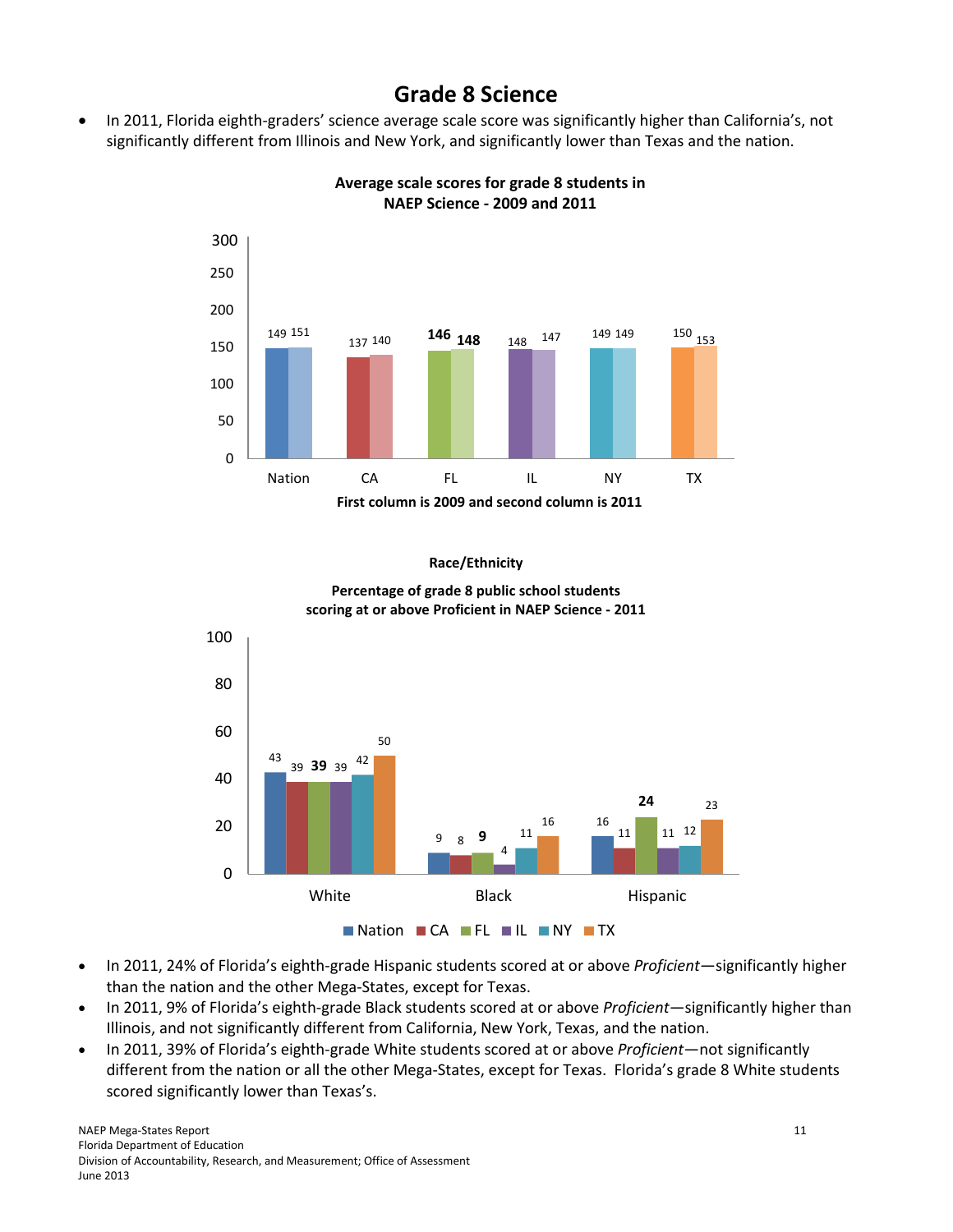# Grade 8 Science

- In 2011, Florida eighth-graders' science average scale score was significantly higher than California's, not significantly different from Illinois and New York, and significantly lower than Texas and the nation.

**Average scale scores for grade 8 students in NAEP Science - 2009 and 2011**

| | Nation | CA | FL | IL | NY | TX |
|---|---|---|---|---|---|---|
| 2009 | 149 | 137 | **146** | 148 | 149 | 150 |
| 2011 | 151 | 140 | **148** | 147 | 149 | 153 |

**First column is 2009 and second column is 2011**

**Race/Ethnicity**

**Percentage of grade 8 public school students scoring at or above Proficient in NAEP Science - 2011**

| | Nation | CA | FL | IL | NY | TX |
|---|---|---|---|---|---|---|
| White | 43 | 39 | **39** | 39 | 42 | 50 |
| Black | 9 | 8 | **9** | 4 | 11 | 16 |
| Hispanic | 16 | 11 | **24** | 11 | 12 | 23 |

- In 2011, 24% of Florida's eighth-grade Hispanic students scored at or above *Proficient*—significantly higher than the nation and the other Mega-States, except for Texas.
- In 2011, 9% of Florida's eighth-grade Black students scored at or above *Proficient*—significantly higher than Illinois, and not significantly different from California, New York, Texas, and the nation.
- In 2011, 39% of Florida's eighth-grade White students scored at or above *Proficient*—not significantly different from the nation or all the other Mega-States, except for Texas. Florida's grade 8 White students scored significantly lower than Texas's.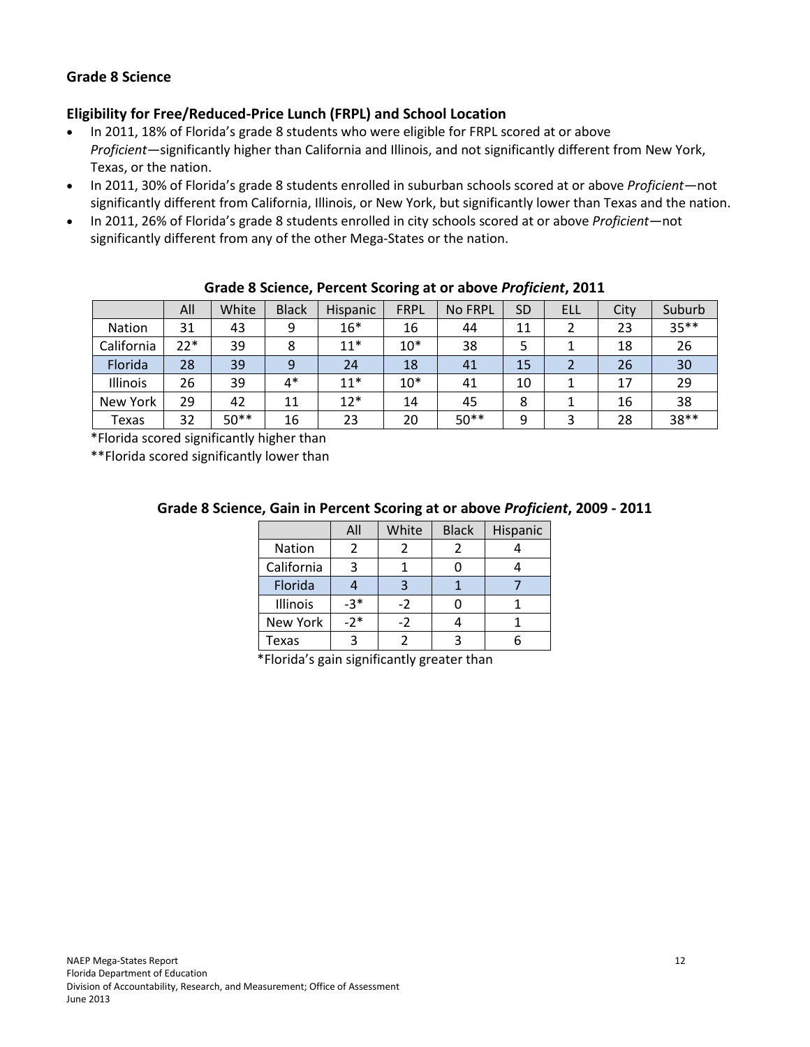## Grade 8 Science

### Eligibility for Free/Reduced-Price Lunch (FRPL) and School Location

- In 2011, 18% of Florida's grade 8 students who were eligible for FRPL scored at or above *Proficient*—significantly higher than California and Illinois, and not significantly different from New York, Texas, or the nation.
- In 2011, 30% of Florida's grade 8 students enrolled in suburban schools scored at or above *Proficient*—not significantly different from California, Illinois, or New York, but significantly lower than Texas and the nation.
- In 2011, 26% of Florida's grade 8 students enrolled in city schools scored at or above *Proficient*—not significantly different from any of the other Mega-States or the nation.

**Grade 8 Science, Percent Scoring at or above *Proficient*, 2011**

| | All | White | Black | Hispanic | FRPL | No FRPL | SD | ELL | City | Suburb |
|---|---|---|---|---|---|---|---|---|---|---|
| Nation | 31 | 43 | 9 | 16* | 16 | 44 | 11 | 2 | 23 | 35** |
| California | 22* | 39 | 8 | 11* | 10* | 38 | 5 | 1 | 18 | 26 |
| Florida | 28 | 39 | 9 | 24 | 18 | 41 | 15 | 2 | 26 | 30 |
| Illinois | 26 | 39 | 4* | 11* | 10* | 41 | 10 | 1 | 17 | 29 |
| New York | 29 | 42 | 11 | 12* | 14 | 45 | 8 | 1 | 16 | 38 |
| Texas | 32 | 50** | 16 | 23 | 20 | 50** | 9 | 3 | 28 | 38** |

*Florida scored significantly higher than

**Florida scored significantly lower than

**Grade 8 Science, Gain in Percent Scoring at or above *Proficient*, 2009 - 2011**

| | All | White | Black | Hispanic |
|---|---|---|---|---|
| Nation | 2 | 2 | 2 | 4 |
| California | 3 | 1 | 0 | 4 |
| Florida | 4 | 3 | 1 | 7 |
| Illinois | -3* | -2 | 0 | 1 |
| New York | -2* | -2 | 4 | 1 |
| Texas | 3 | 2 | 3 | 6 |

*Florida's gain significantly greater than